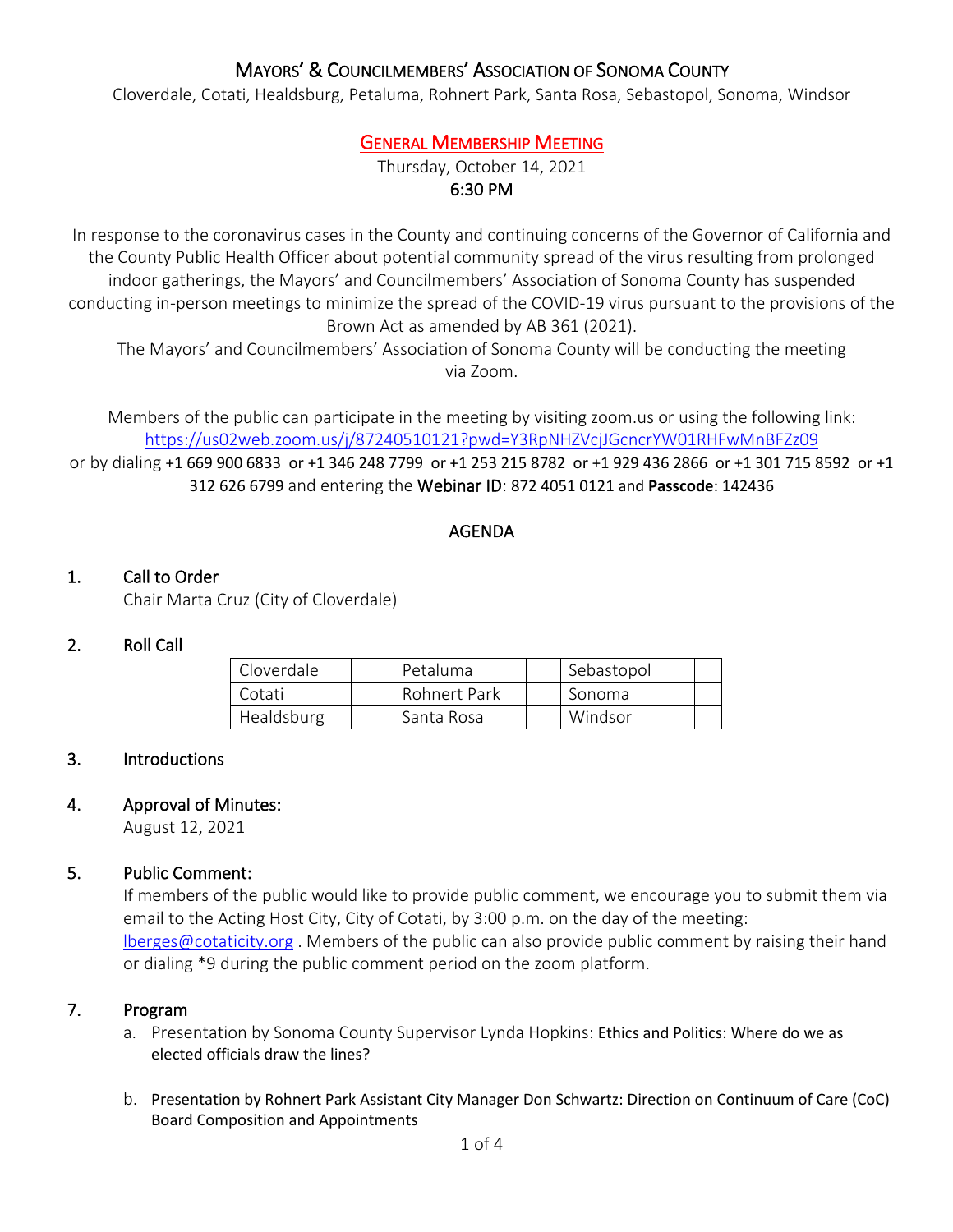# MAYORS' & COUNCILMEMBERS' ASSOCIATION OF SONOMA COUNTY

Cloverdale, Cotati, Healdsburg, Petaluma, Rohnert Park, Santa Rosa, Sebastopol, Sonoma, Windsor

## GENERAL MEMBERSHIP MEETING

Thursday, October 14, 2021
**6:30 PM**

In response to the coronavirus cases in the County and continuing concerns of the Governor of California and the County Public Health Officer about potential community spread of the virus resulting from prolonged indoor gatherings, the Mayors' and Councilmembers' Association of Sonoma County has suspended conducting in-person meetings to minimize the spread of the COVID-19 virus pursuant to the provisions of the Brown Act as amended by AB 361 (2021).

The Mayors' and Councilmembers' Association of Sonoma County will be conducting the meeting via Zoom.

Members of the public can participate in the meeting by visiting zoom.us or using the following link: https://us02web.zoom.us/j/87240510121?pwd=Y3RpNHZVcjJGcncrYW01RHFwMnBFZz09 or by dialing +1 669 900 6833 or +1 346 248 7799 or +1 253 215 8782 or +1 929 436 2866 or +1 301 715 8592 or +1 312 626 6799 and entering the Webinar ID: 872 4051 0121 and **Passcode**: 142436

## AGENDA

1. **Call to Order**
   Chair Marta Cruz (City of Cloverdale)

2. **Roll Call**

| Cloverdale | | Petaluma | | Sebastopol | |
|---|---|---|---|---|---|
| Cotati | | Rohnert Park | | Sonoma | |
| Healdsburg | | Santa Rosa | | Windsor | |

3. **Introductions**

4. **Approval of Minutes:**
   August 12, 2021

5. **Public Comment:**
   If members of the public would like to provide public comment, we encourage you to submit them via email to the Acting Host City, City of Cotati, by 3:00 p.m. on the day of the meeting: lberges@cotaticity.org . Members of the public can also provide public comment by raising their hand or dialing *9 during the public comment period on the zoom platform.

7. **Program**
   a. Presentation by Sonoma County Supervisor Lynda Hopkins: Ethics and Politics: Where do we as elected officials draw the lines?

   b. Presentation by Rohnert Park Assistant City Manager Don Schwartz: Direction on Continuum of Care (CoC) Board Composition and Appointments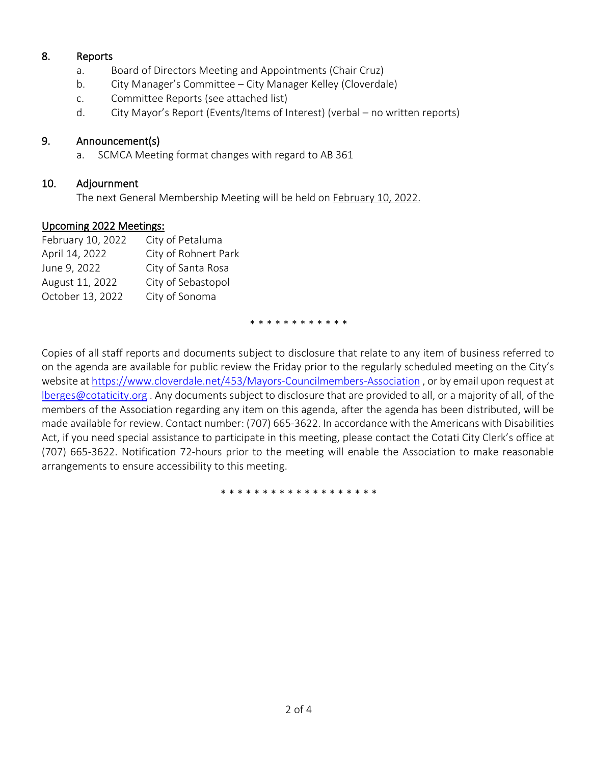## 8. Reports

a. Board of Directors Meeting and Appointments (Chair Cruz)

b. City Manager's Committee – City Manager Kelley (Cloverdale)

c. Committee Reports (see attached list)

d. City Mayor's Report (Events/Items of Interest) (verbal – no written reports)

## 9. Announcement(s)

a. SCMCA Meeting format changes with regard to AB 361

## 10. Adjournment

The next General Membership Meeting will be held on February 10, 2022.

### Upcoming 2022 Meetings:

| | |
|---|---|
| February 10, 2022 | City of Petaluma |
| April 14, 2022 | City of Rohnert Park |
| June 9, 2022 | City of Santa Rosa |
| August 11, 2022 | City of Sebastopol |
| October 13, 2022 | City of Sonoma |

\* \* \* \* \* \* \* \* \* \* \* \*

Copies of all staff reports and documents subject to disclosure that relate to any item of business referred to on the agenda are available for public review the Friday prior to the regularly scheduled meeting on the City's website at https://www.cloverdale.net/453/Mayors-Councilmembers-Association , or by email upon request at lberges@cotaticity.org . Any documents subject to disclosure that are provided to all, or a majority of all, of the members of the Association regarding any item on this agenda, after the agenda has been distributed, will be made available for review. Contact number: (707) 665-3622. In accordance with the Americans with Disabilities Act, if you need special assistance to participate in this meeting, please contact the Cotati City Clerk's office at (707) 665-3622. Notification 72-hours prior to the meeting will enable the Association to make reasonable arrangements to ensure accessibility to this meeting.

\* \* \* \* \* \* \* \* \* \* \* \* \* \* \* \* \* \* \*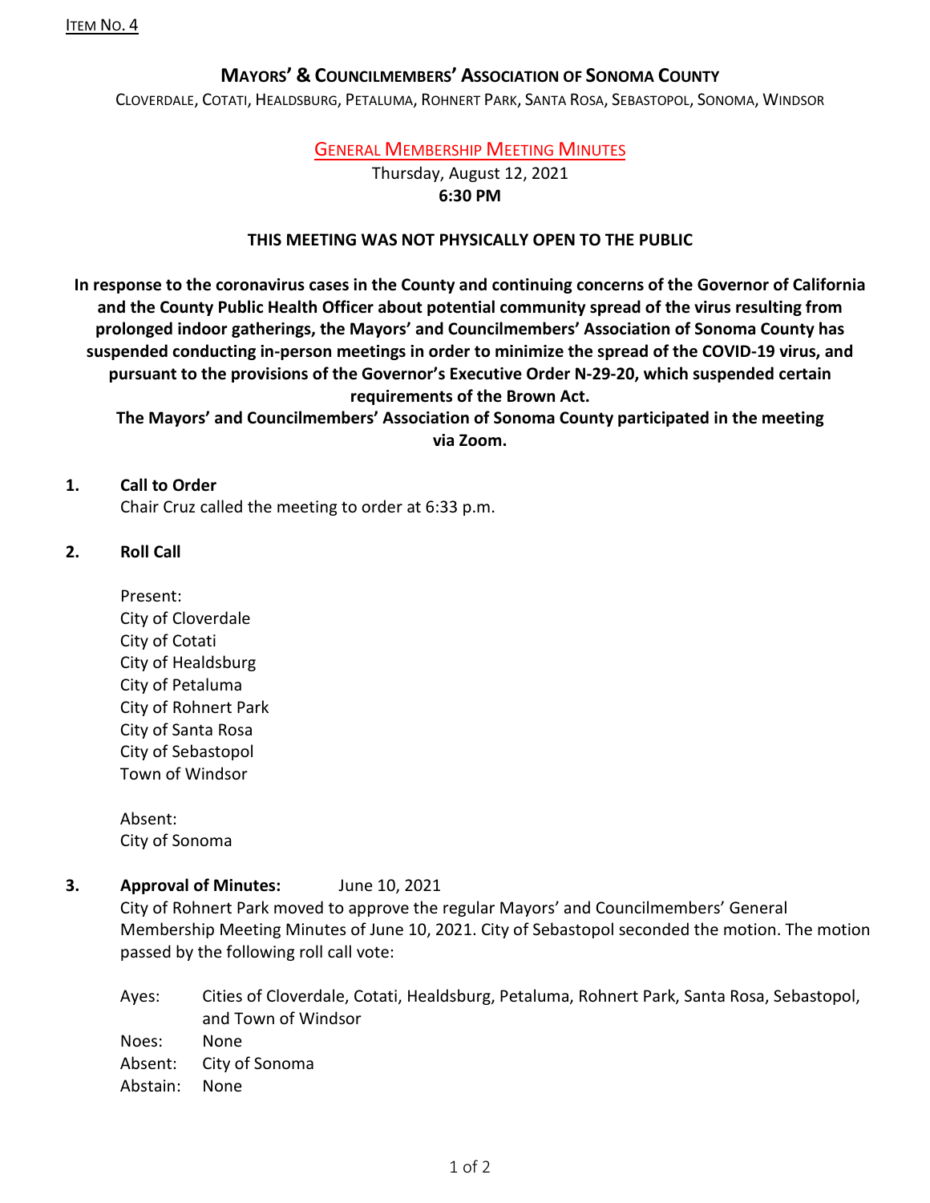Item No. 4

## Mayors' & Councilmembers' Association of Sonoma County

Cloverdale, Cotati, Healdsburg, Petaluma, Rohnert Park, Santa Rosa, Sebastopol, Sonoma, Windsor

### General Membership Meeting Minutes

Thursday, August 12, 2021
**6:30 PM**

**THIS MEETING WAS NOT PHYSICALLY OPEN TO THE PUBLIC**

**In response to the coronavirus cases in the County and continuing concerns of the Governor of California and the County Public Health Officer about potential community spread of the virus resulting from prolonged indoor gatherings, the Mayors' and Councilmembers' Association of Sonoma County has suspended conducting in-person meetings in order to minimize the spread of the COVID-19 virus, and pursuant to the provisions of the Governor's Executive Order N-29-20, which suspended certain requirements of the Brown Act.**
**The Mayors' and Councilmembers' Association of Sonoma County participated in the meeting via Zoom.**

**1. Call to Order**

Chair Cruz called the meeting to order at 6:33 p.m.

**2. Roll Call**

Present:
City of Cloverdale
City of Cotati
City of Healdsburg
City of Petaluma
City of Rohnert Park
City of Santa Rosa
City of Sebastopol
Town of Windsor

Absent:
City of Sonoma

**3. Approval of Minutes:** June 10, 2021

City of Rohnert Park moved to approve the regular Mayors' and Councilmembers' General Membership Meeting Minutes of June 10, 2021. City of Sebastopol seconded the motion. The motion passed by the following roll call vote:

Ayes: Cities of Cloverdale, Cotati, Healdsburg, Petaluma, Rohnert Park, Santa Rosa, Sebastopol, and Town of Windsor
Noes: None
Absent: City of Sonoma
Abstain: None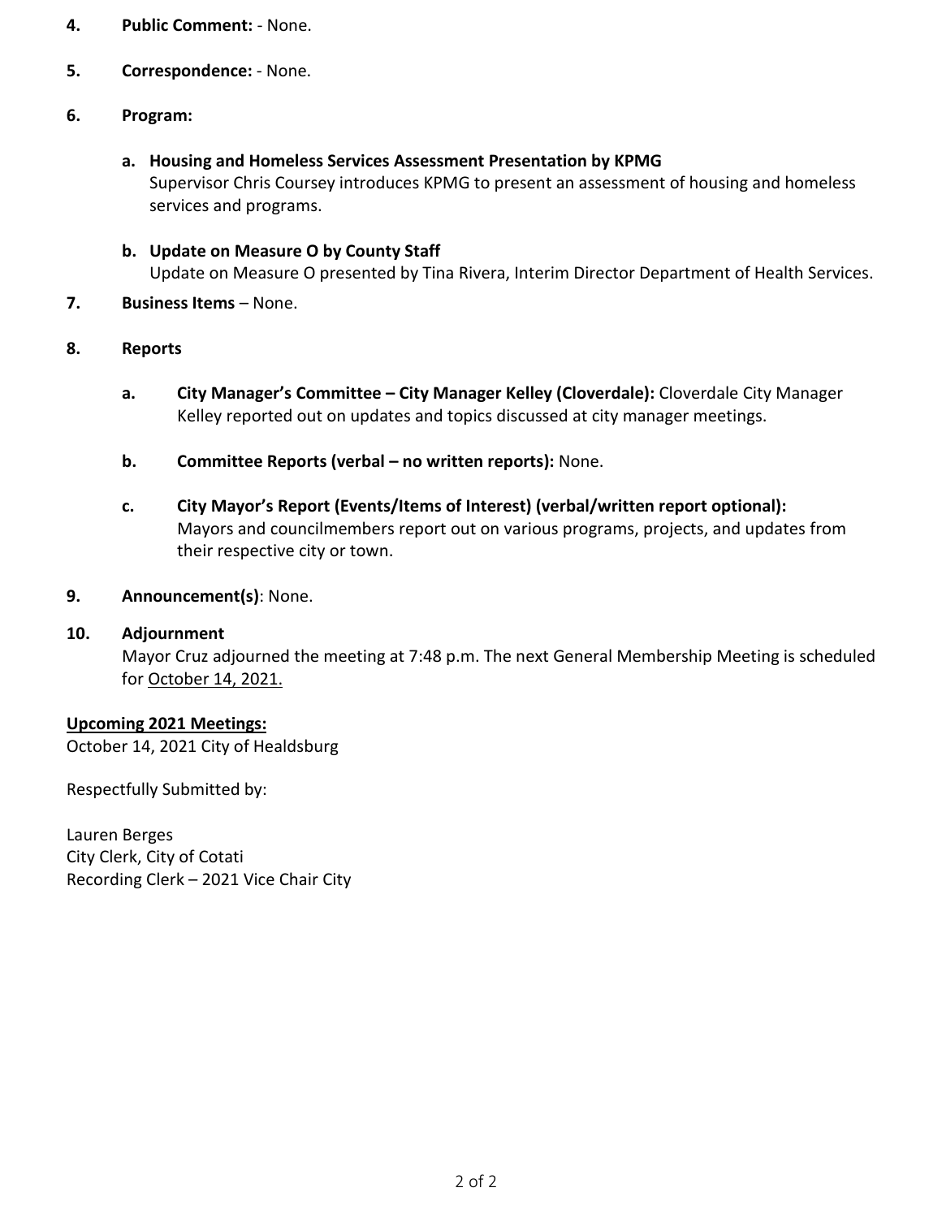**4. Public Comment:** - None.

**5. Correspondence:** - None.

**6. Program:**

**a. Housing and Homeless Services Assessment Presentation by KPMG**
Supervisor Chris Coursey introduces KPMG to present an assessment of housing and homeless services and programs.

**b. Update on Measure O by County Staff**
Update on Measure O presented by Tina Rivera, Interim Director Department of Health Services.

**7. Business Items** – None.

**8. Reports**

**a. City Manager's Committee – City Manager Kelley (Cloverdale):** Cloverdale City Manager Kelley reported out on updates and topics discussed at city manager meetings.

**b. Committee Reports (verbal – no written reports):** None.

**c. City Mayor's Report (Events/Items of Interest) (verbal/written report optional):**
Mayors and councilmembers report out on various programs, projects, and updates from their respective city or town.

**9. Announcement(s)**: None.

**10. Adjournment**
Mayor Cruz adjourned the meeting at 7:48 p.m. The next General Membership Meeting is scheduled for October 14, 2021.

**Upcoming 2021 Meetings:**
October 14, 2021 City of Healdsburg

Respectfully Submitted by:

Lauren Berges
City Clerk, City of Cotati
Recording Clerk – 2021 Vice Chair City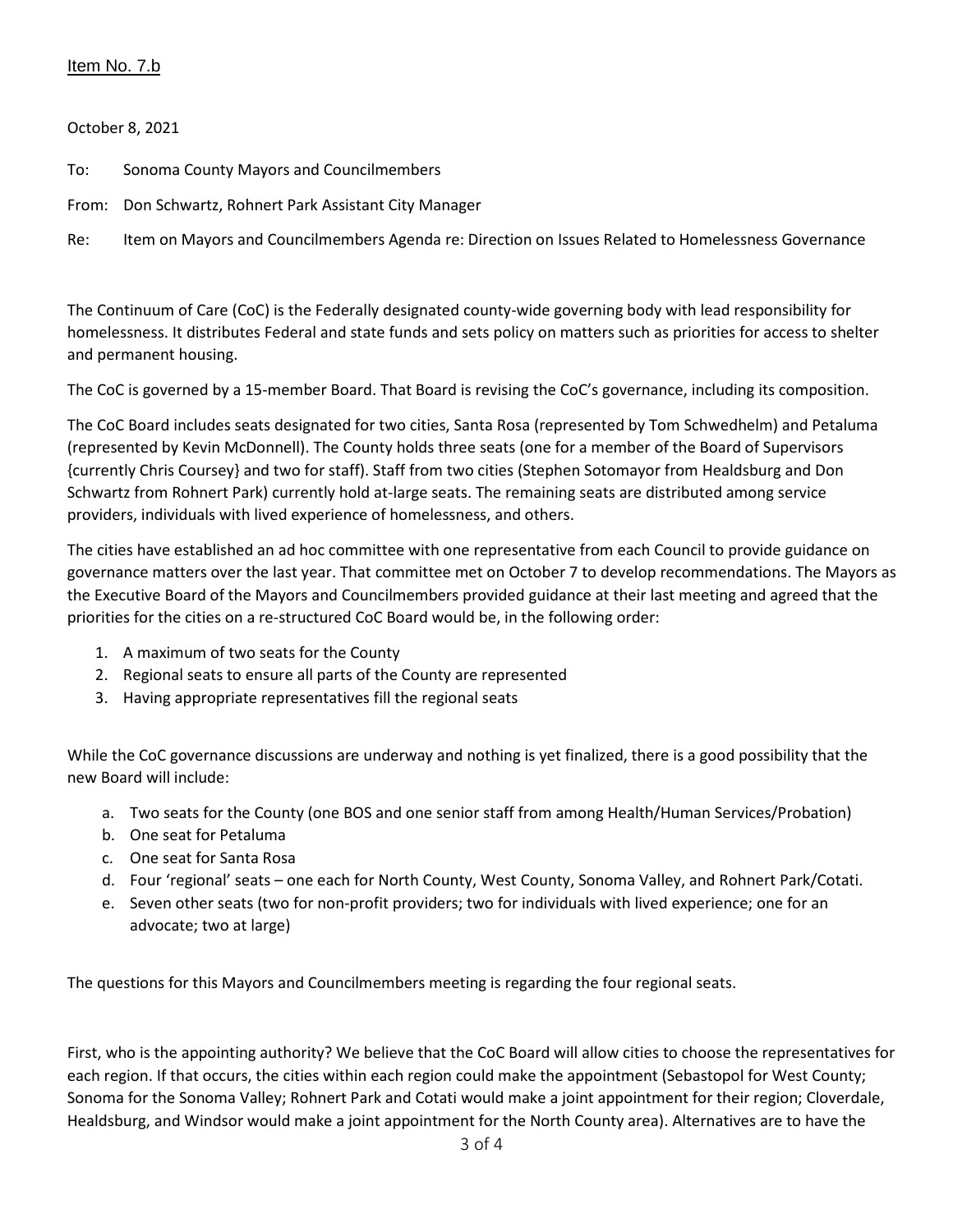Item No. 7.b

October 8, 2021

To: Sonoma County Mayors and Councilmembers

From: Don Schwartz, Rohnert Park Assistant City Manager

Re: Item on Mayors and Councilmembers Agenda re: Direction on Issues Related to Homelessness Governance

The Continuum of Care (CoC) is the Federally designated county-wide governing body with lead responsibility for homelessness. It distributes Federal and state funds and sets policy on matters such as priorities for access to shelter and permanent housing.

The CoC is governed by a 15-member Board. That Board is revising the CoC's governance, including its composition.

The CoC Board includes seats designated for two cities, Santa Rosa (represented by Tom Schwedhelm) and Petaluma (represented by Kevin McDonnell). The County holds three seats (one for a member of the Board of Supervisors {currently Chris Coursey} and two for staff). Staff from two cities (Stephen Sotomayor from Healdsburg and Don Schwartz from Rohnert Park) currently hold at-large seats. The remaining seats are distributed among service providers, individuals with lived experience of homelessness, and others.

The cities have established an ad hoc committee with one representative from each Council to provide guidance on governance matters over the last year. That committee met on October 7 to develop recommendations. The Mayors as the Executive Board of the Mayors and Councilmembers provided guidance at their last meeting and agreed that the priorities for the cities on a re-structured CoC Board would be, in the following order:

1. A maximum of two seats for the County
2. Regional seats to ensure all parts of the County are represented
3. Having appropriate representatives fill the regional seats

While the CoC governance discussions are underway and nothing is yet finalized, there is a good possibility that the new Board will include:

a. Two seats for the County (one BOS and one senior staff from among Health/Human Services/Probation)
b. One seat for Petaluma
c. One seat for Santa Rosa
d. Four 'regional' seats – one each for North County, West County, Sonoma Valley, and Rohnert Park/Cotati.
e. Seven other seats (two for non-profit providers; two for individuals with lived experience; one for an advocate; two at large)

The questions for this Mayors and Councilmembers meeting is regarding the four regional seats.

First, who is the appointing authority? We believe that the CoC Board will allow cities to choose the representatives for each region. If that occurs, the cities within each region could make the appointment (Sebastopol for West County; Sonoma for the Sonoma Valley; Rohnert Park and Cotati would make a joint appointment for their region; Cloverdale, Healdsburg, and Windsor would make a joint appointment for the North County area). Alternatives are to have the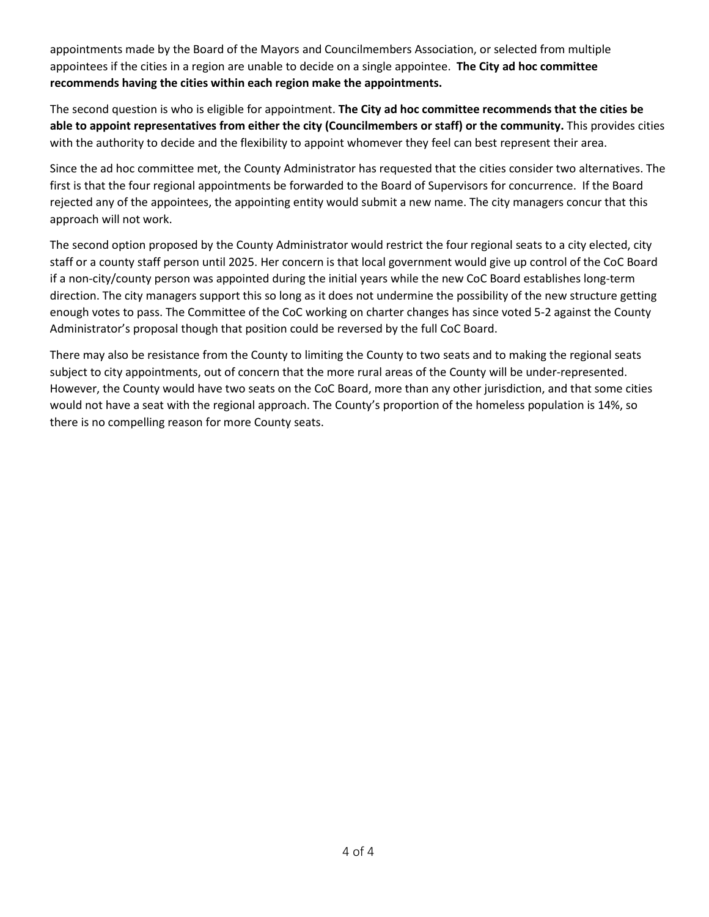appointments made by the Board of the Mayors and Councilmembers Association, or selected from multiple appointees if the cities in a region are unable to decide on a single appointee. **The City ad hoc committee recommends having the cities within each region make the appointments.**

The second question is who is eligible for appointment. **The City ad hoc committee recommends that the cities be able to appoint representatives from either the city (Councilmembers or staff) or the community.** This provides cities with the authority to decide and the flexibility to appoint whomever they feel can best represent their area.

Since the ad hoc committee met, the County Administrator has requested that the cities consider two alternatives. The first is that the four regional appointments be forwarded to the Board of Supervisors for concurrence. If the Board rejected any of the appointees, the appointing entity would submit a new name. The city managers concur that this approach will not work.

The second option proposed by the County Administrator would restrict the four regional seats to a city elected, city staff or a county staff person until 2025. Her concern is that local government would give up control of the CoC Board if a non-city/county person was appointed during the initial years while the new CoC Board establishes long-term direction. The city managers support this so long as it does not undermine the possibility of the new structure getting enough votes to pass. The Committee of the CoC working on charter changes has since voted 5-2 against the County Administrator's proposal though that position could be reversed by the full CoC Board.

There may also be resistance from the County to limiting the County to two seats and to making the regional seats subject to city appointments, out of concern that the more rural areas of the County will be under-represented. However, the County would have two seats on the CoC Board, more than any other jurisdiction, and that some cities would not have a seat with the regional approach. The County's proportion of the homeless population is 14%, so there is no compelling reason for more County seats.